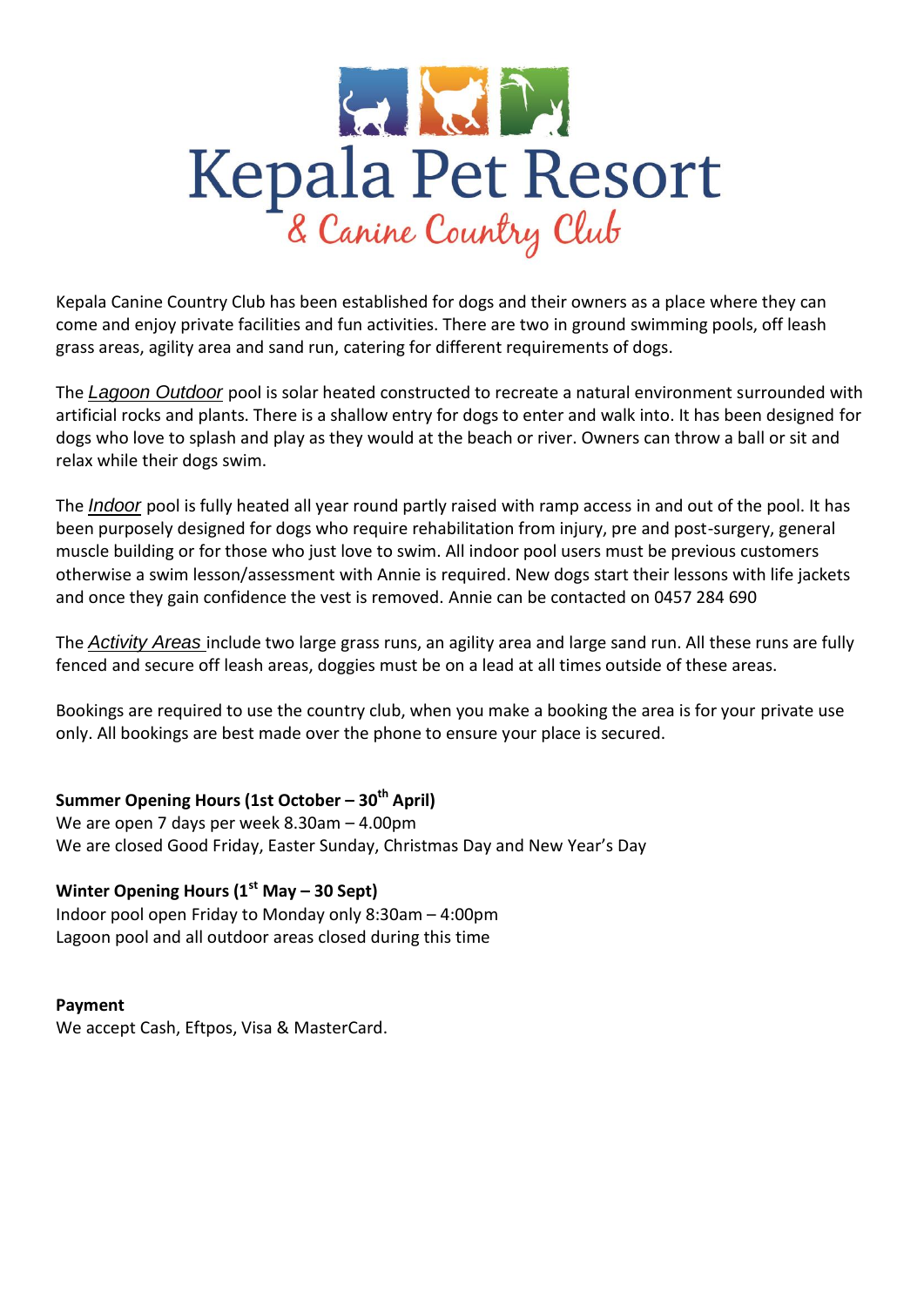# Kepala Pet Resort

## & Canine Country Club

Kepala Canine Country Club has been established for dogs and their owners as a place where they can come and enjoy private facilities and fun activities. There are two in ground swimming pools, off leash grass areas, agility area and sand run, catering for different requirements of dogs.

The *Lagoon Outdoor* pool is solar heated constructed to recreate a natural environment surrounded with artificial rocks and plants. There is a shallow entry for dogs to enter and walk into. It has been designed for dogs who love to splash and play as they would at the beach or river. Owners can throw a ball or sit and relax while their dogs swim.

The *Indoor* pool is fully heated all year round partly raised with ramp access in and out of the pool. It has been purposely designed for dogs who require rehabilitation from injury, pre and post-surgery, general muscle building or for those who just love to swim. All indoor pool users must be previous customers otherwise a swim lesson/assessment with Annie is required. New dogs start their lessons with life jackets and once they gain confidence the vest is removed. Annie can be contacted on 0457 284 690

The *Activity Areas* include two large grass runs, an agility area and large sand run. All these runs are fully fenced and secure off leash areas, doggies must be on a lead at all times outside of these areas.

Bookings are required to use the country club, when you make a booking the area is for your private use only. All bookings are best made over the phone to ensure your place is secured.

**Summer Opening Hours (1st October – 30th April)**
We are open 7 days per week 8.30am – 4.00pm
We are closed Good Friday, Easter Sunday, Christmas Day and New Year's Day

**Winter Opening Hours (1st May – 30 Sept)**
Indoor pool open Friday to Monday only 8:30am – 4:00pm
Lagoon pool and all outdoor areas closed during this time

**Payment**
We accept Cash, Eftpos, Visa & MasterCard.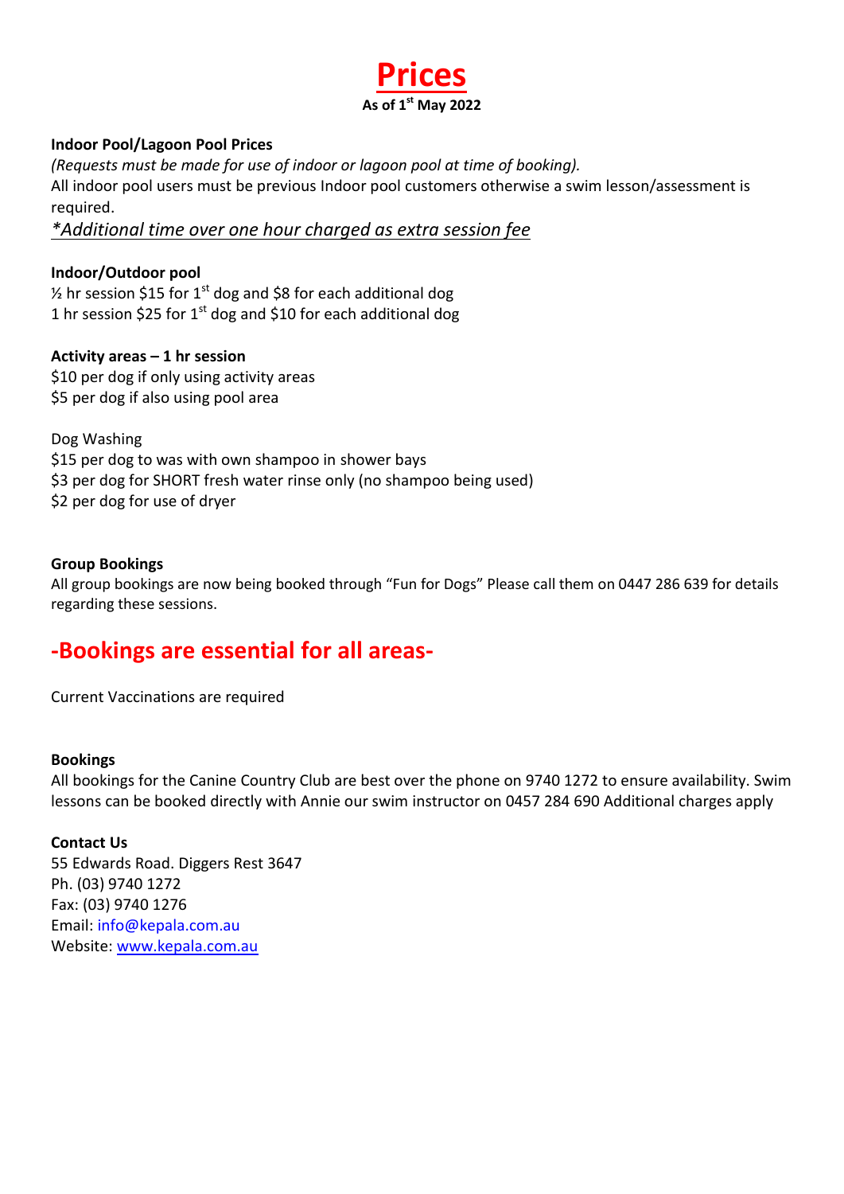# Prices

**As of 1st May 2022**

**Indoor Pool/Lagoon Pool Prices**

*(Requests must be made for use of indoor or lagoon pool at time of booking).*

All indoor pool users must be previous Indoor pool customers otherwise a swim lesson/assessment is required.

*\*Additional time over one hour charged as extra session fee*

**Indoor/Outdoor pool**

½ hr session $15 for 1st dog and $8 for each additional dog

1 hr session $25 for 1st dog and $10 for each additional dog

**Activity areas – 1 hr session**

$10 per dog if only using activity areas

$5 per dog if also using pool area

Dog Washing

$15 per dog to was with own shampoo in shower bays

$3 per dog for SHORT fresh water rinse only (no shampoo being used)

$2 per dog for use of dryer

**Group Bookings**

All group bookings are now being booked through "Fun for Dogs" Please call them on 0447 286 639 for details regarding these sessions.

## -Bookings are essential for all areas-

Current Vaccinations are required

**Bookings**

All bookings for the Canine Country Club are best over the phone on 9740 1272 to ensure availability. Swim lessons can be booked directly with Annie our swim instructor on 0457 284 690 Additional charges apply

**Contact Us**

55 Edwards Road. Diggers Rest 3647

Ph. (03) 9740 1272

Fax: (03) 9740 1276

Email: info@kepala.com.au

Website: www.kepala.com.au